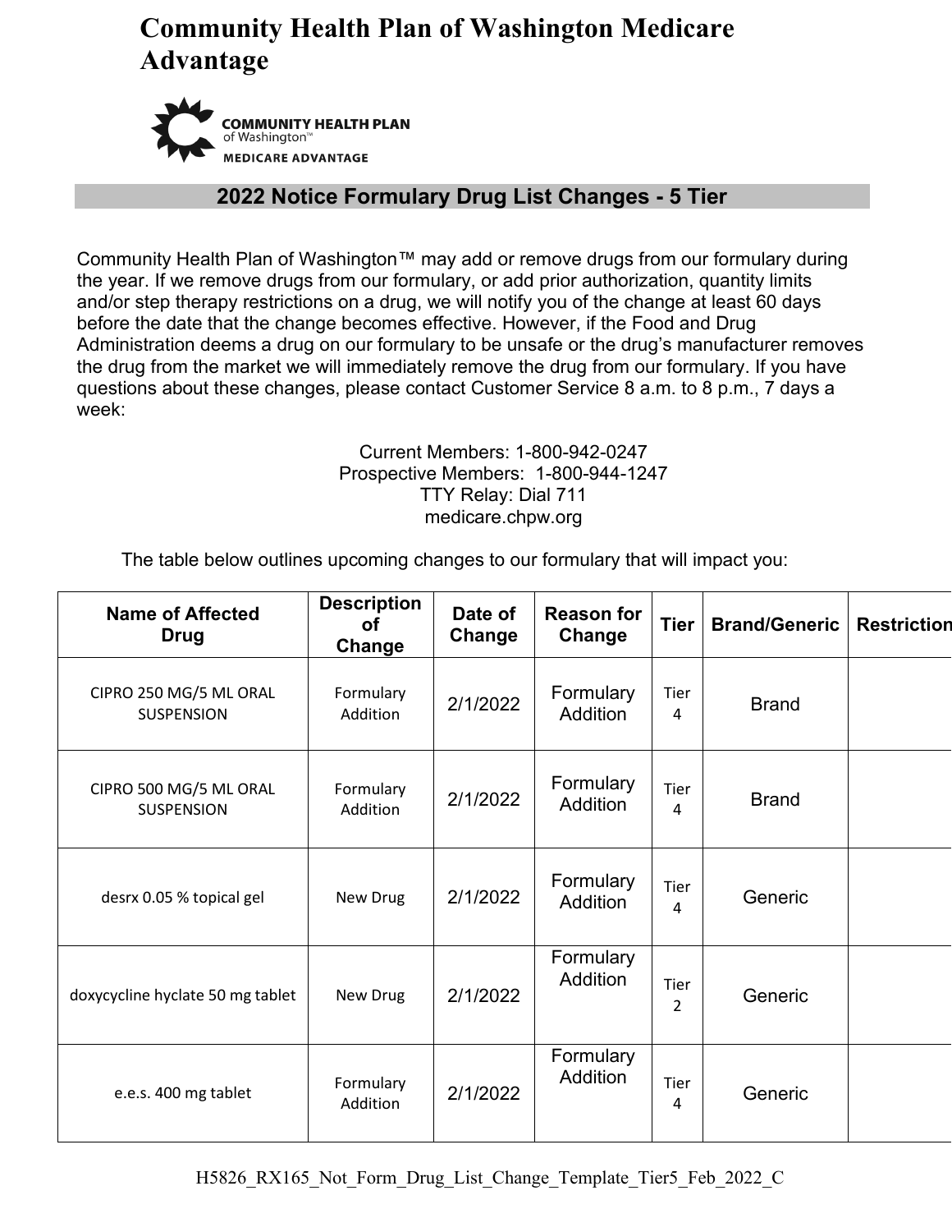# Community Health Plan of Washington Medicare Advantage

COMMUNITY HEALTH PLAN of Washington™ MEDICARE ADVANTAGE

## 2022 Notice Formulary Drug List Changes - 5 Tier

Community Health Plan of Washington™ may add or remove drugs from our formulary during the year. If we remove drugs from our formulary, or add prior authorization, quantity limits and/or step therapy restrictions on a drug, we will notify you of the change at least 60 days before the date that the change becomes effective. However, if the Food and Drug Administration deems a drug on our formulary to be unsafe or the drug's manufacturer removes the drug from the market we will immediately remove the drug from our formulary. If you have questions about these changes, please contact Customer Service 8 a.m. to 8 p.m., 7 days a week:

Current Members: 1-800-942-0247
Prospective Members: 1-800-944-1247
TTY Relay: Dial 711
medicare.chpw.org

The table below outlines upcoming changes to our formulary that will impact you:

| Name of Affected Drug | Description of Change | Date of Change | Reason for Change | Tier | Brand/Generic | Restriction |
|---|---|---|---|---|---|---|
| CIPRO 250 MG/5 ML ORAL SUSPENSION | Formulary Addition | 2/1/2022 | Formulary Addition | Tier 4 | Brand | |
| CIPRO 500 MG/5 ML ORAL SUSPENSION | Formulary Addition | 2/1/2022 | Formulary Addition | Tier 4 | Brand | |
| desrx 0.05 % topical gel | New Drug | 2/1/2022 | Formulary Addition | Tier 4 | Generic | |
| doxycycline hyclate 50 mg tablet | New Drug | 2/1/2022 | Formulary Addition | Tier 2 | Generic | |
| e.e.s. 400 mg tablet | Formulary Addition | 2/1/2022 | Formulary Addition | Tier 4 | Generic | |

H5826_RX165_Not_Form_Drug_List_Change_Template_Tier5_Feb_2022_C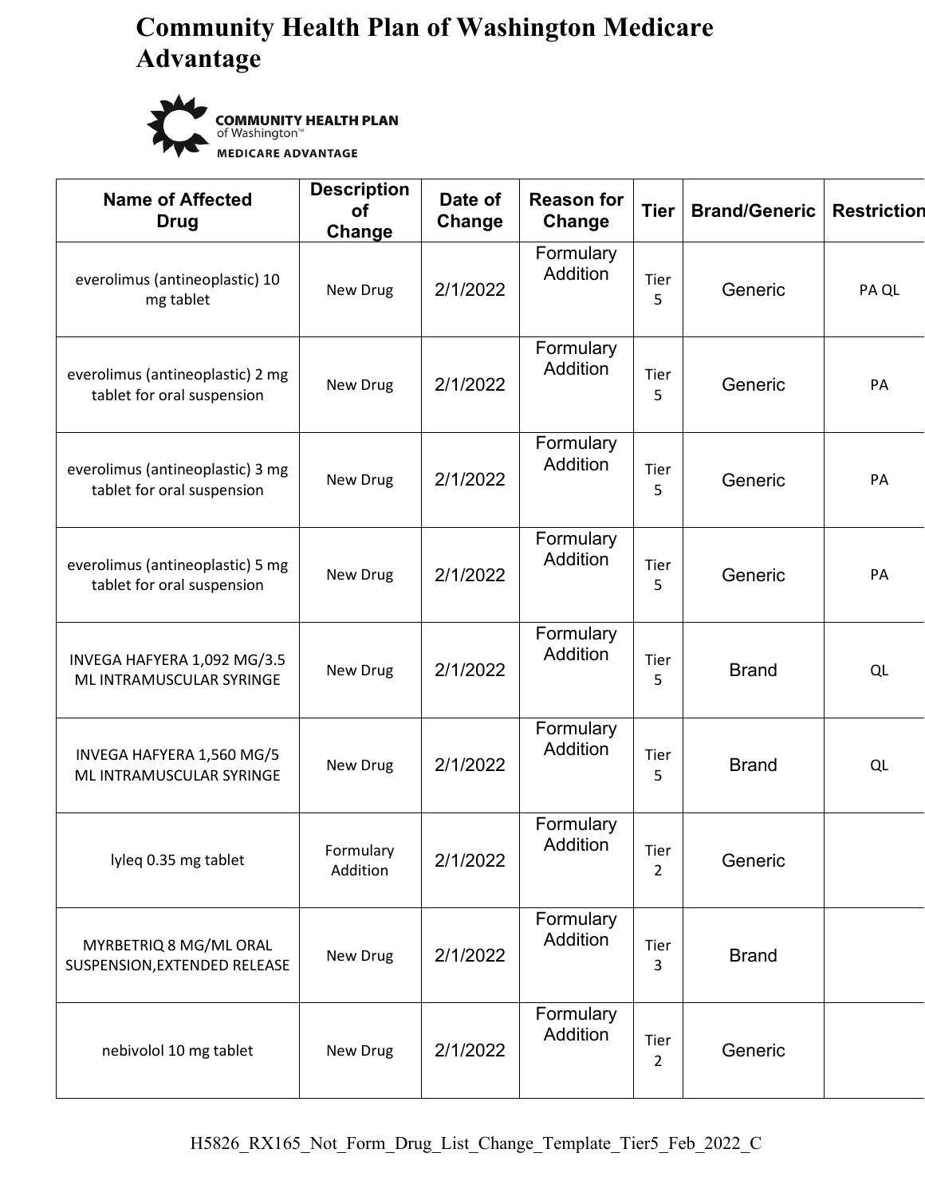# Community Health Plan of Washington Medicare Advantage

COMMUNITY HEALTH PLAN of Washington™ MEDICARE ADVANTAGE

| Name of Affected Drug | Description of Change | Date of Change | Reason for Change | Tier | Brand/Generic | Restriction |
|---|---|---|---|---|---|---|
| everolimus (antineoplastic) 10 mg tablet | New Drug | 2/1/2022 | Formulary Addition | Tier 5 | Generic | PA QL |
| everolimus (antineoplastic) 2 mg tablet for oral suspension | New Drug | 2/1/2022 | Formulary Addition | Tier 5 | Generic | PA |
| everolimus (antineoplastic) 3 mg tablet for oral suspension | New Drug | 2/1/2022 | Formulary Addition | Tier 5 | Generic | PA |
| everolimus (antineoplastic) 5 mg tablet for oral suspension | New Drug | 2/1/2022 | Formulary Addition | Tier 5 | Generic | PA |
| INVEGA HAFYERA 1,092 MG/3.5 ML INTRAMUSCULAR SYRINGE | New Drug | 2/1/2022 | Formulary Addition | Tier 5 | Brand | QL |
| INVEGA HAFYERA 1,560 MG/5 ML INTRAMUSCULAR SYRINGE | New Drug | 2/1/2022 | Formulary Addition | Tier 5 | Brand | QL |
| lyleq 0.35 mg tablet | Formulary Addition | 2/1/2022 | Formulary Addition | Tier 2 | Generic | |
| MYRBETRIQ 8 MG/ML ORAL SUSPENSION,EXTENDED RELEASE | New Drug | 2/1/2022 | Formulary Addition | Tier 3 | Brand | |
| nebivolol 10 mg tablet | New Drug | 2/1/2022 | Formulary Addition | Tier 2 | Generic | |

H5826_RX165_Not_Form_Drug_List_Change_Template_Tier5_Feb_2022_C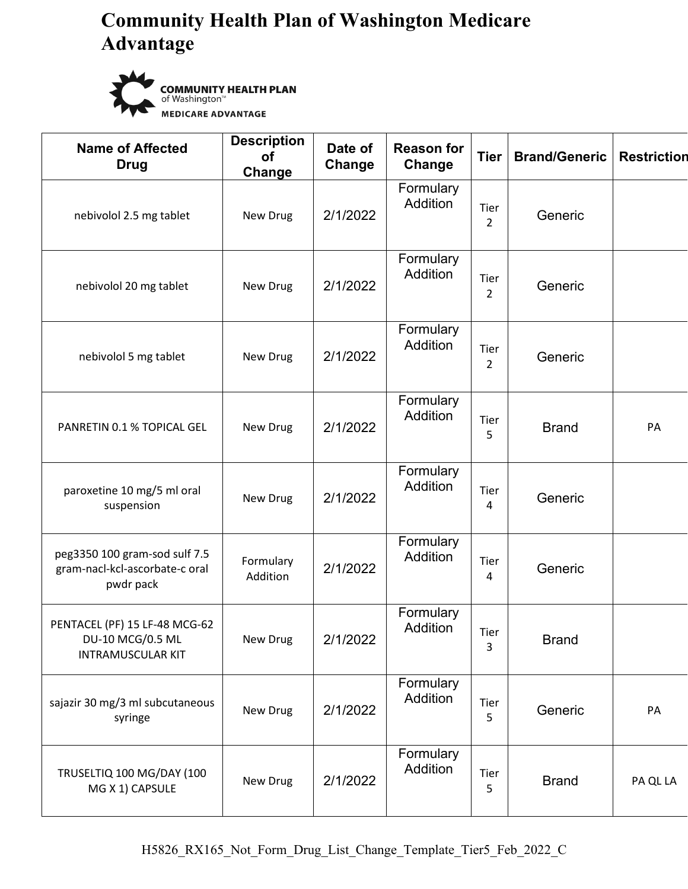# Community Health Plan of Washington Medicare Advantage

COMMUNITY HEALTH PLAN of Washington™ MEDICARE ADVANTAGE

| Name of Affected Drug | Description of Change | Date of Change | Reason for Change | Tier | Brand/Generic | Restriction |
|---|---|---|---|---|---|---|
| nebivolol 2.5 mg tablet | New Drug | 2/1/2022 | Formulary Addition | Tier 2 | Generic | |
| nebivolol 20 mg tablet | New Drug | 2/1/2022 | Formulary Addition | Tier 2 | Generic | |
| nebivolol 5 mg tablet | New Drug | 2/1/2022 | Formulary Addition | Tier 2 | Generic | |
| PANRETIN 0.1 % TOPICAL GEL | New Drug | 2/1/2022 | Formulary Addition | Tier 5 | Brand | PA |
| paroxetine 10 mg/5 ml oral suspension | New Drug | 2/1/2022 | Formulary Addition | Tier 4 | Generic | |
| peg3350 100 gram-sod sulf 7.5 gram-nacl-kcl-ascorbate-c oral pwdr pack | Formulary Addition | 2/1/2022 | Formulary Addition | Tier 4 | Generic | |
| PENTACEL (PF) 15 LF-48 MCG-62 DU-10 MCG/0.5 ML INTRAMUSCULAR KIT | New Drug | 2/1/2022 | Formulary Addition | Tier 3 | Brand | |
| sajazir 30 mg/3 ml subcutaneous syringe | New Drug | 2/1/2022 | Formulary Addition | Tier 5 | Generic | PA |
| TRUSELTIQ 100 MG/DAY (100 MG X 1) CAPSULE | New Drug | 2/1/2022 | Formulary Addition | Tier 5 | Brand | PA QL LA |

H5826_RX165_Not_Form_Drug_List_Change_Template_Tier5_Feb_2022_C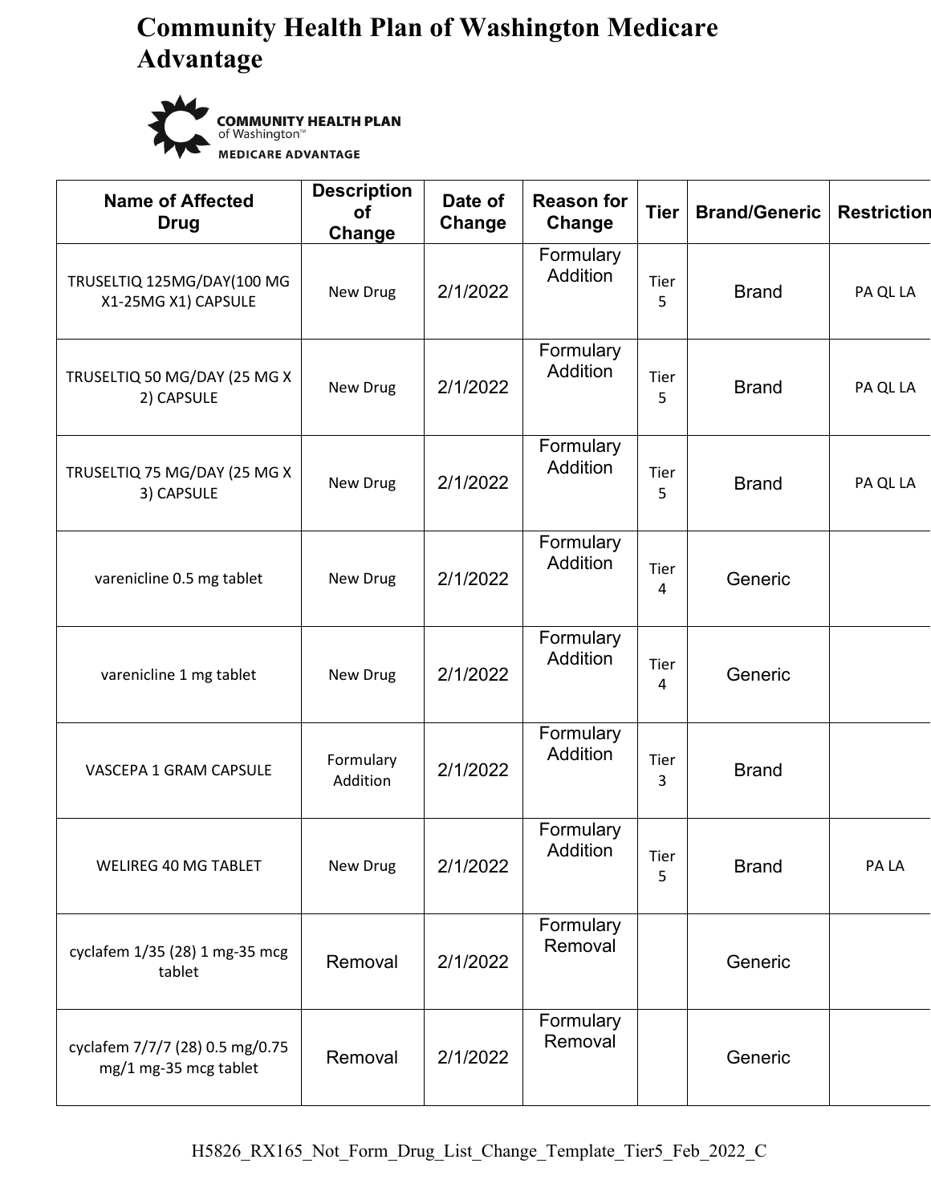# Community Health Plan of Washington Medicare Advantage

COMMUNITY HEALTH PLAN of Washington™ MEDICARE ADVANTAGE

| Name of Affected Drug | Description of Change | Date of Change | Reason for Change | Tier | Brand/Generic | Restriction |
|---|---|---|---|---|---|---|
| TRUSELTIQ 125MG/DAY(100 MG X1-25MG X1) CAPSULE | New Drug | 2/1/2022 | Formulary Addition | Tier 5 | Brand | PA QL LA |
| TRUSELTIQ 50 MG/DAY (25 MG X 2) CAPSULE | New Drug | 2/1/2022 | Formulary Addition | Tier 5 | Brand | PA QL LA |
| TRUSELTIQ 75 MG/DAY (25 MG X 3) CAPSULE | New Drug | 2/1/2022 | Formulary Addition | Tier 5 | Brand | PA QL LA |
| varenicline 0.5 mg tablet | New Drug | 2/1/2022 | Formulary Addition | Tier 4 | Generic | |
| varenicline 1 mg tablet | New Drug | 2/1/2022 | Formulary Addition | Tier 4 | Generic | |
| VASCEPA 1 GRAM CAPSULE | Formulary Addition | 2/1/2022 | Formulary Addition | Tier 3 | Brand | |
| WELIREG 40 MG TABLET | New Drug | 2/1/2022 | Formulary Addition | Tier 5 | Brand | PA LA |
| cyclafem 1/35 (28) 1 mg-35 mcg tablet | Removal | 2/1/2022 | Formulary Removal | | Generic | |
| cyclafem 7/7/7 (28) 0.5 mg/0.75 mg/1 mg-35 mcg tablet | Removal | 2/1/2022 | Formulary Removal | | Generic | |

H5826_RX165_Not_Form_Drug_List_Change_Template_Tier5_Feb_2022_C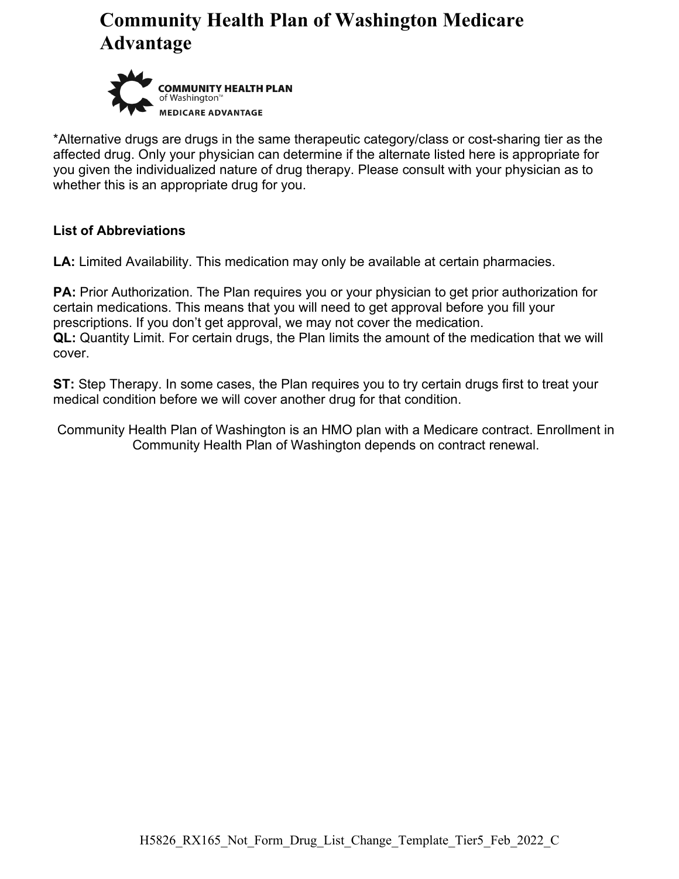# Community Health Plan of Washington Medicare Advantage

*Alternative drugs are drugs in the same therapeutic category/class or cost-sharing tier as the affected drug. Only your physician can determine if the alternate listed here is appropriate for you given the individualized nature of drug therapy. Please consult with your physician as to whether this is an appropriate drug for you.

**List of Abbreviations**

**LA:** Limited Availability. This medication may only be available at certain pharmacies.

**PA:** Prior Authorization. The Plan requires you or your physician to get prior authorization for certain medications. This means that you will need to get approval before you fill your prescriptions. If you don't get approval, we may not cover the medication.

**QL:** Quantity Limit. For certain drugs, the Plan limits the amount of the medication that we will cover.

**ST:** Step Therapy. In some cases, the Plan requires you to try certain drugs first to treat your medical condition before we will cover another drug for that condition.

Community Health Plan of Washington is an HMO plan with a Medicare contract. Enrollment in Community Health Plan of Washington depends on contract renewal.

H5826_RX165_Not_Form_Drug_List_Change_Template_Tier5_Feb_2022_C